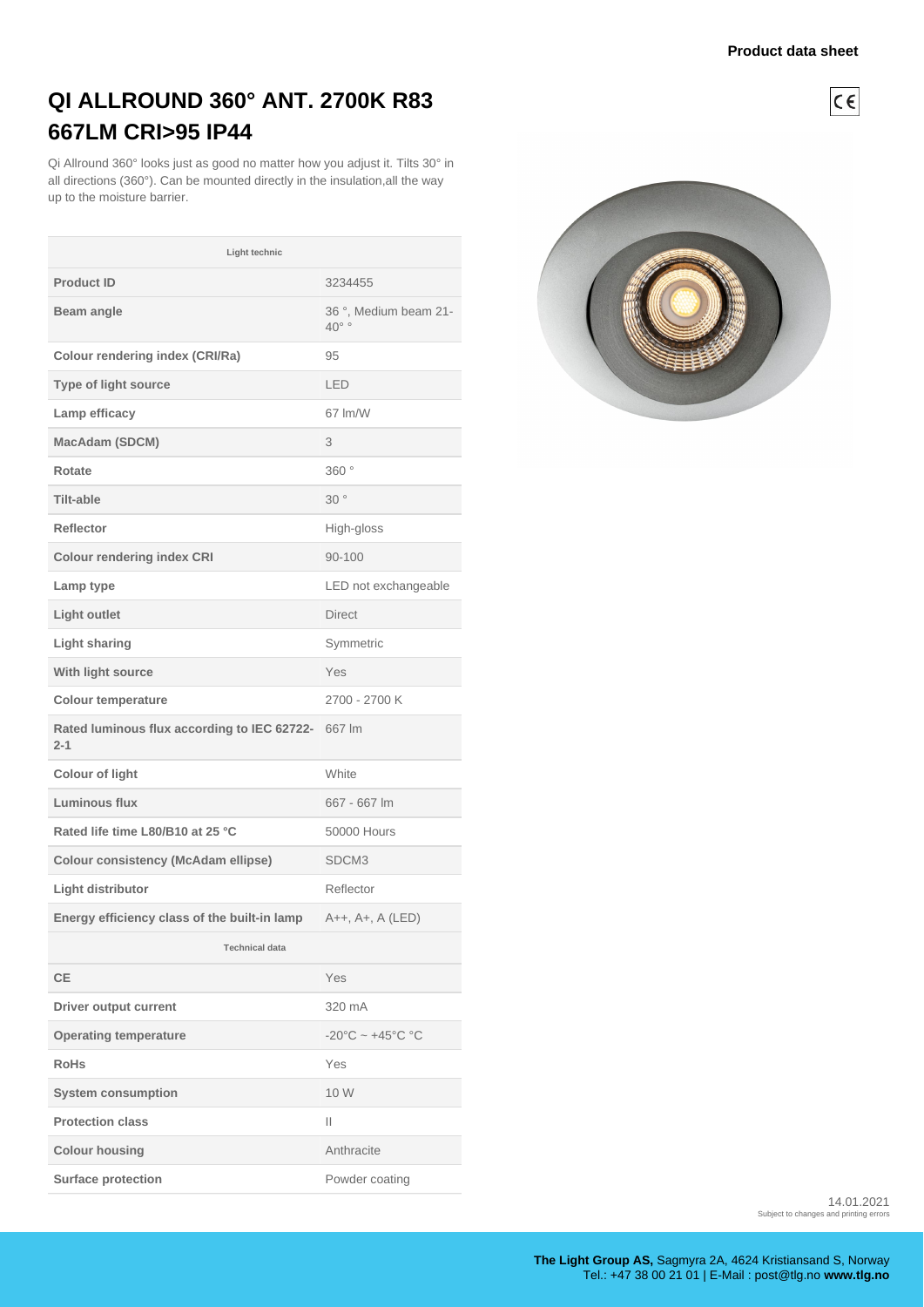Product data sheet

# QI ALLROUND 360° ANT. 2700K R83 667LM CRI>95 IP44

Qi Allround 360° looks just as good no matter how you adjust it. Tilts 30° in all directions (360°). Can be mounted directly in the insulation,all the way up to the moisture barrier.

| Light technic | |
|---|---|
| **Product ID** | 3234455 |
| **Beam angle** | 36 °, Medium beam 21-40° ° |
| **Colour rendering index (CRI/Ra)** | 95 |
| **Type of light source** | LED |
| **Lamp efficacy** | 67 lm/W |
| **MacAdam (SDCM)** | 3 |
| **Rotate** | 360 ° |
| **Tilt-able** | 30 ° |
| **Reflector** | High-gloss |
| **Colour rendering index CRI** | 90-100 |
| **Lamp type** | LED not exchangeable |
| **Light outlet** | Direct |
| **Light sharing** | Symmetric |
| **With light source** | Yes |
| **Colour temperature** | 2700 - 2700 K |
| **Rated luminous flux according to IEC 62722-2-1** | 667 lm |
| **Colour of light** | White |
| **Luminous flux** | 667 - 667 lm |
| **Rated life time L80/B10 at 25 °C** | 50000 Hours |
| **Colour consistency (McAdam ellipse)** | SDCM3 |
| **Light distributor** | Reflector |
| **Energy efficiency class of the built-in lamp** | A++, A+, A (LED) |
| **Technical data** | |
| **CE** | Yes |
| **Driver output current** | 320 mA |
| **Operating temperature** | -20°C ~ +45°C °C |
| **RoHs** | Yes |
| **System consumption** | 10 W |
| **Protection class** | II |
| **Colour housing** | Anthracite |
| **Surface protection** | Powder coating |

14.01.2021
Subject to changes and printing errors

**The Light Group AS,** Sagmyra 2A, 4624 Kristiansand S, Norway
Tel.: +47 38 00 21 01 | E-Mail : post@tlg.no **www.tlg.no**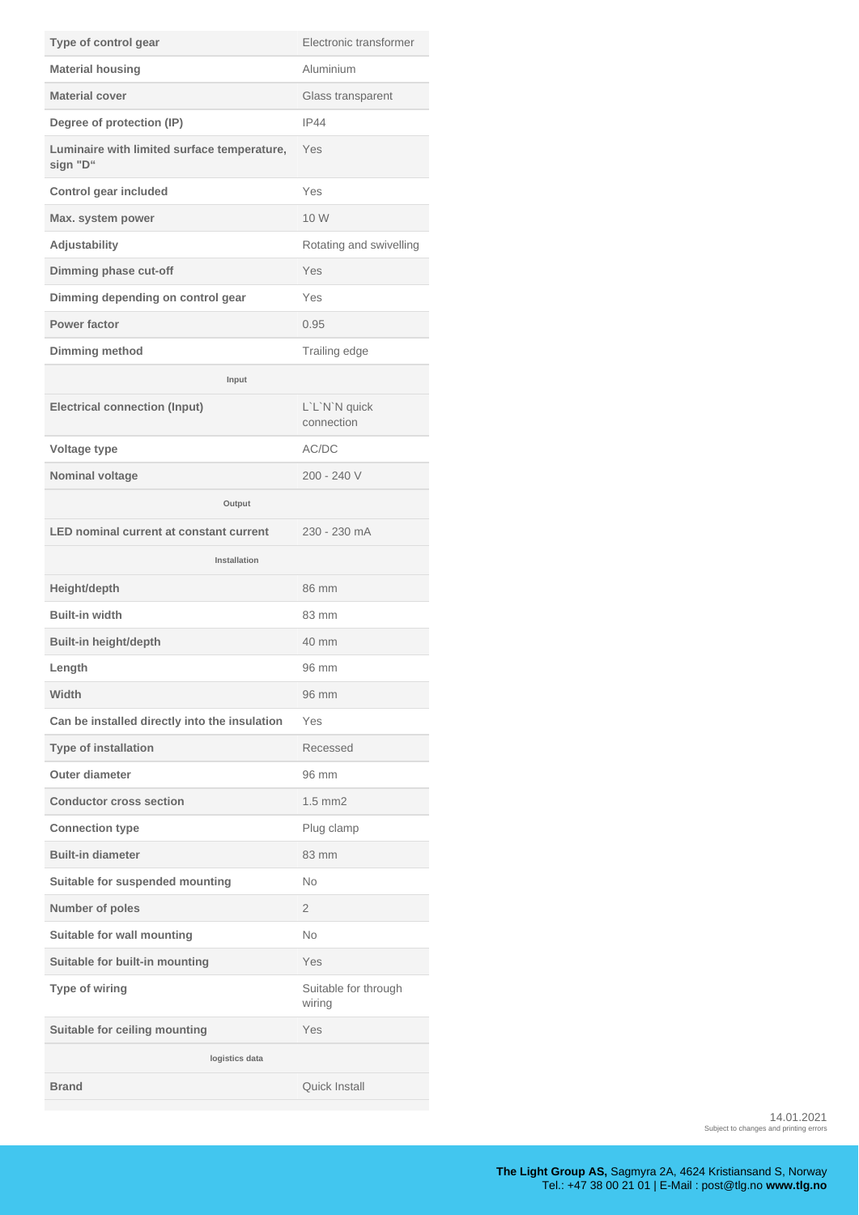| | |
|---|---|
| **Type of control gear** | Electronic transformer |
| **Material housing** | Aluminium |
| **Material cover** | Glass transparent |
| **Degree of protection (IP)** | IP44 |
| **Luminaire with limited surface temperature, sign "D"** | Yes |
| **Control gear included** | Yes |
| **Max. system power** | 10 W |
| **Adjustability** | Rotating and swivelling |
| **Dimming phase cut-off** | Yes |
| **Dimming depending on control gear** | Yes |
| **Power factor** | 0.95 |
| **Dimming method** | Trailing edge |
| **Input** | |
| **Electrical connection (Input)** | L`L`N`N quick connection |
| **Voltage type** | AC/DC |
| **Nominal voltage** | 200 - 240 V |
| **Output** | |
| **LED nominal current at constant current** | 230 - 230 mA |
| **Installation** | |
| **Height/depth** | 86 mm |
| **Built-in width** | 83 mm |
| **Built-in height/depth** | 40 mm |
| **Length** | 96 mm |
| **Width** | 96 mm |
| **Can be installed directly into the insulation** | Yes |
| **Type of installation** | Recessed |
| **Outer diameter** | 96 mm |
| **Conductor cross section** | 1.5 mm2 |
| **Connection type** | Plug clamp |
| **Built-in diameter** | 83 mm |
| **Suitable for suspended mounting** | No |
| **Number of poles** | 2 |
| **Suitable for wall mounting** | No |
| **Suitable for built-in mounting** | Yes |
| **Type of wiring** | Suitable for through wiring |
| **Suitable for ceiling mounting** | Yes |
| **logistics data** | |
| **Brand** | Quick Install |

14.01.2021
Subject to changes and printing errors

**The Light Group AS,** Sagmyra 2A, 4624 Kristiansand S, Norway
Tel.: +47 38 00 21 01 | E-Mail : post@tlg.no **www.tlg.no**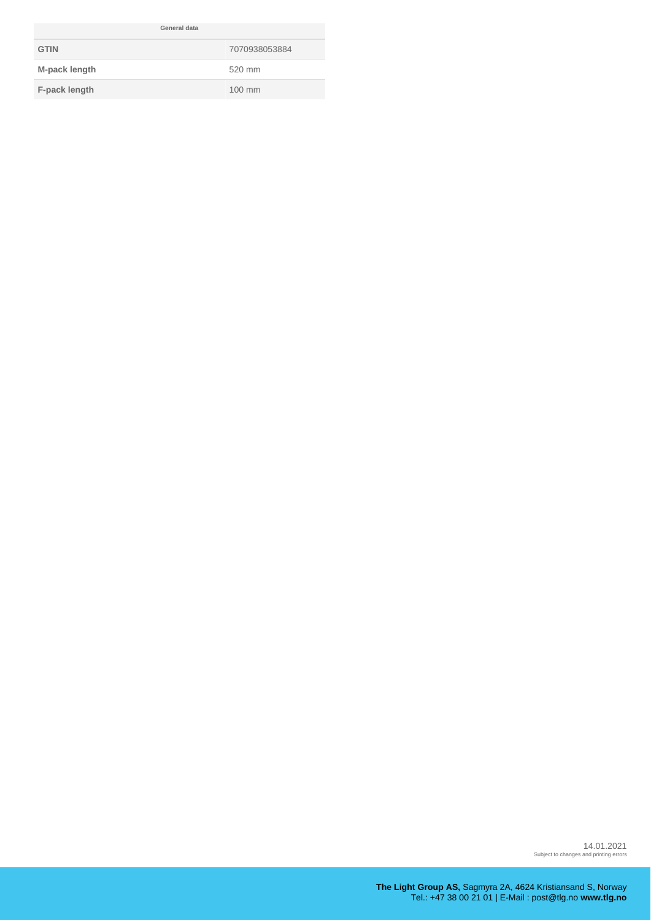| General data | |
|---|---|
| **GTIN** | 7070938053884 |
| **M-pack length** | 520 mm |
| **F-pack length** | 100 mm |

14.01.2021
Subject to changes and printing errors

**The Light Group AS,** Sagmyra 2A, 4624 Kristiansand S, Norway
Tel.: +47 38 00 21 01 | E-Mail : post@tlg.no **www.tlg.no**